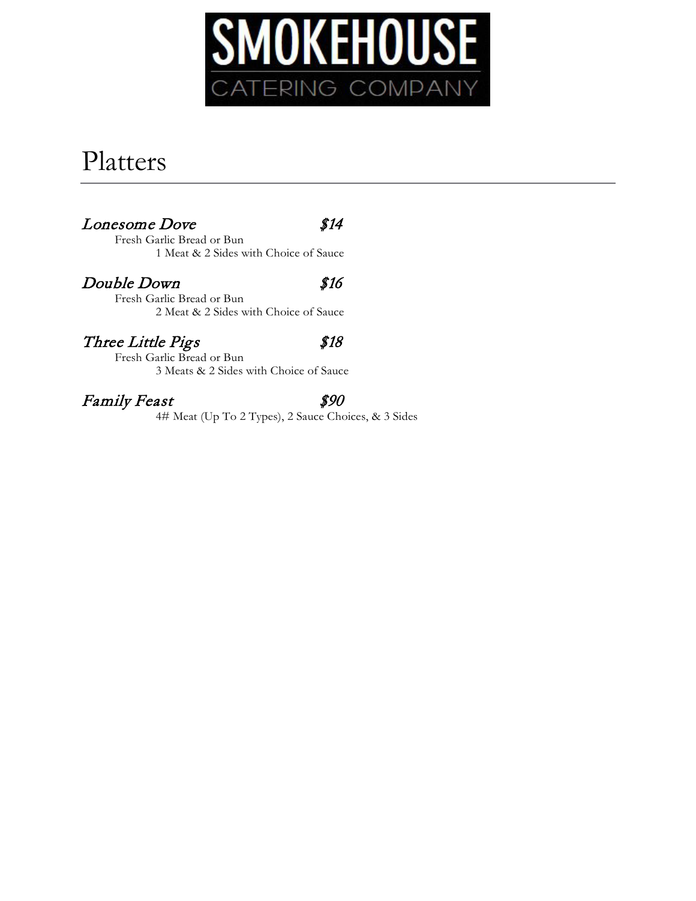# SMOKEHOUSE
CATERING COMPANY

## Platters

### *Lonesome Dove* *$14*

Fresh Garlic Bread or Bun

1 Meat & 2 Sides with Choice of Sauce

### *Double Down* *$16*

Fresh Garlic Bread or Bun

2 Meat & 2 Sides with Choice of Sauce

### *Three Little Pigs* *$18*

Fresh Garlic Bread or Bun

3 Meats & 2 Sides with Choice of Sauce

### *Family Feast* *$90*

4# Meat (Up To 2 Types), 2 Sauce Choices, & 3 Sides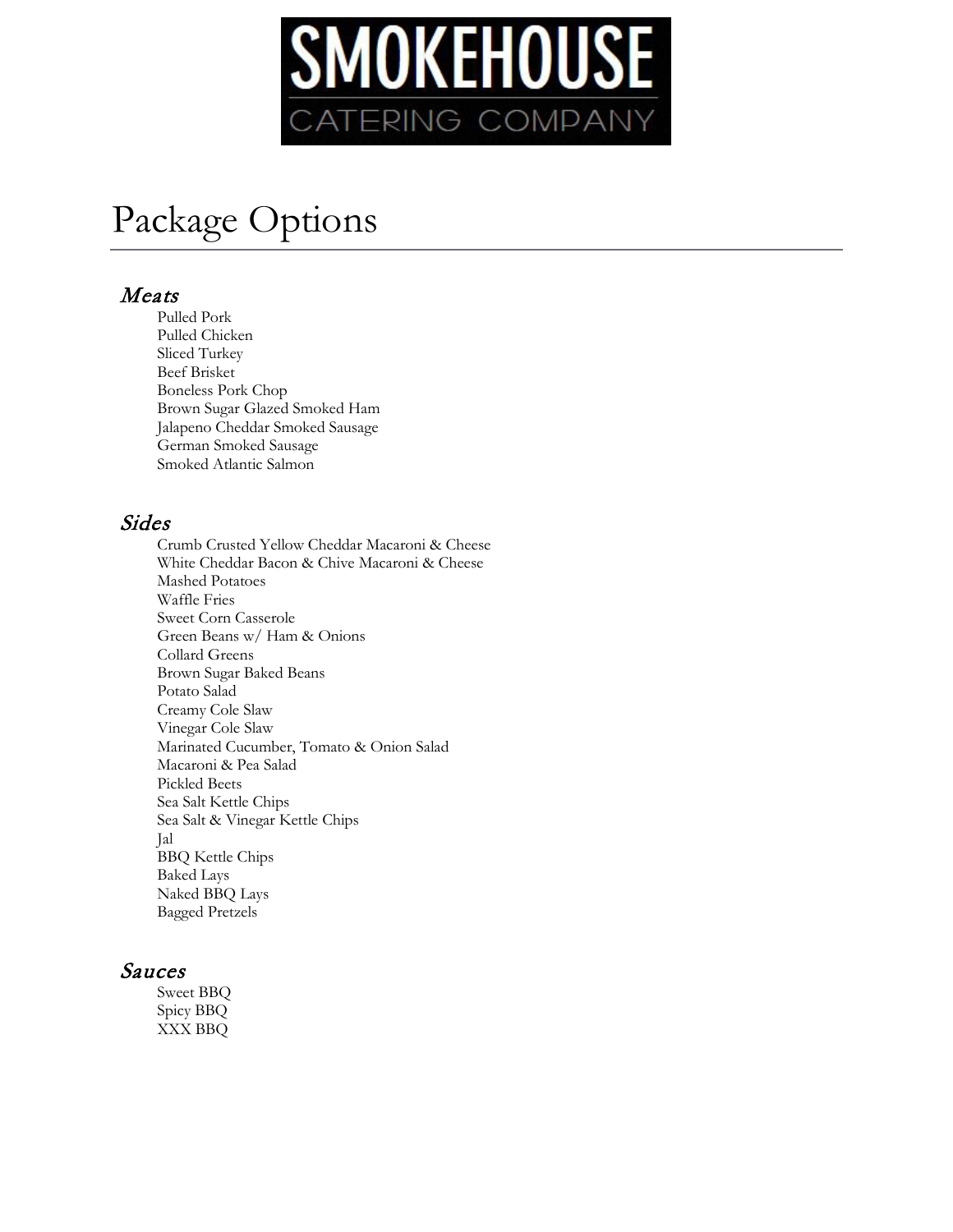# SMOKEHOUSE CATERING COMPANY

# Package Options

### *Meats*

Pulled Pork
Pulled Chicken
Sliced Turkey
Beef Brisket
Boneless Pork Chop
Brown Sugar Glazed Smoked Ham
Jalapeno Cheddar Smoked Sausage
German Smoked Sausage
Smoked Atlantic Salmon

### *Sides*

Crumb Crusted Yellow Cheddar Macaroni & Cheese
White Cheddar Bacon & Chive Macaroni & Cheese
Mashed Potatoes
Waffle Fries
Sweet Corn Casserole
Green Beans w/ Ham & Onions
Collard Greens
Brown Sugar Baked Beans
Potato Salad
Creamy Cole Slaw
Vinegar Cole Slaw
Marinated Cucumber, Tomato & Onion Salad
Macaroni & Pea Salad
Pickled Beets
Sea Salt Kettle Chips
Sea Salt & Vinegar Kettle Chips
Jal
BBQ Kettle Chips
Baked Lays
Naked BBQ Lays
Bagged Pretzels

### *Sauces*

Sweet BBQ
Spicy BBQ
XXX BBQ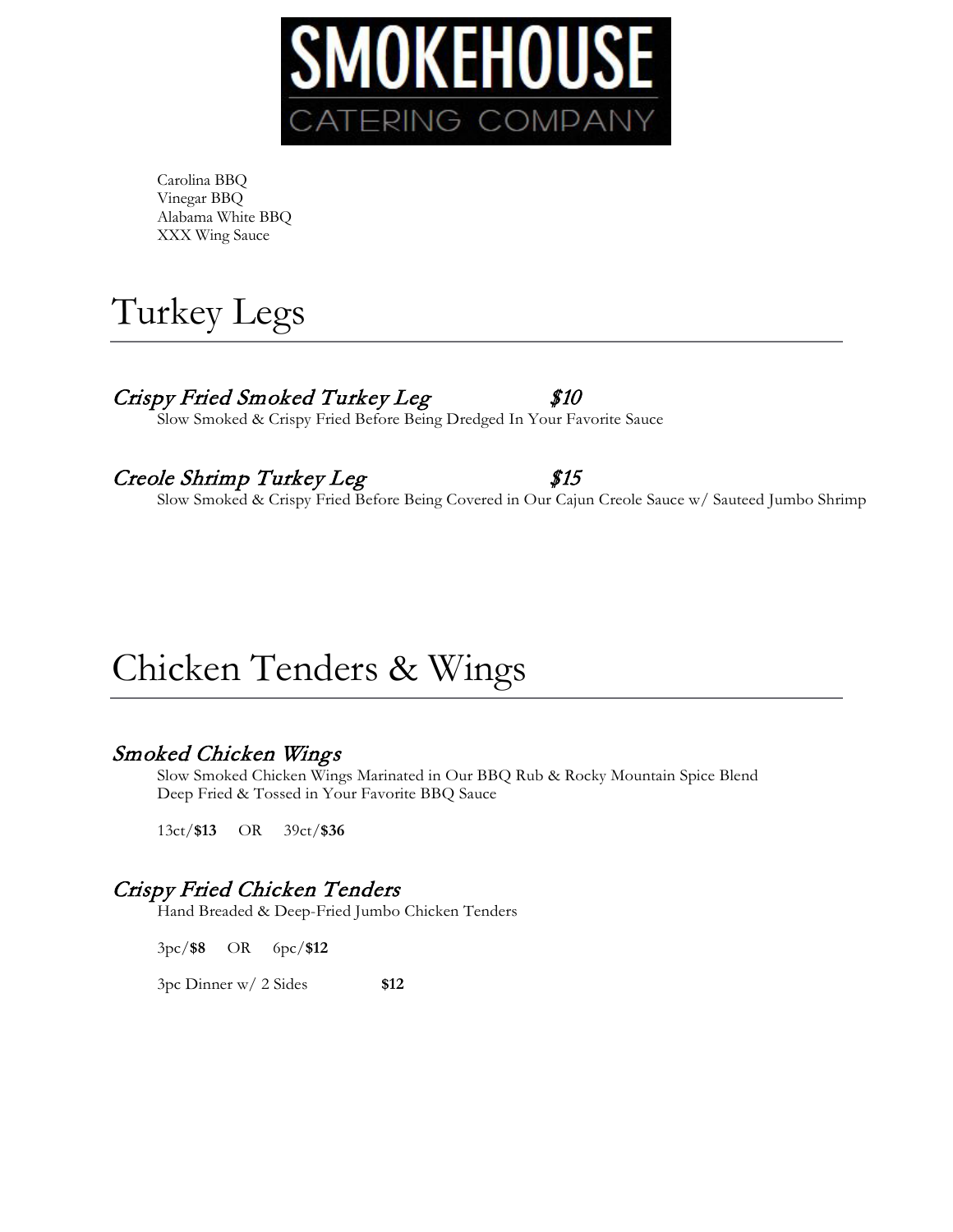# SMOKEHOUSE
CATERING COMPANY

Carolina BBQ
Vinegar BBQ
Alabama White BBQ
XXX Wing Sauce

# Turkey Legs

### *Crispy Fried Smoked Turkey Leg* — *$10*

Slow Smoked & Crispy Fried Before Being Dredged In Your Favorite Sauce

### *Creole Shrimp Turkey Leg* — *$15*

Slow Smoked & Crispy Fried Before Being Covered in Our Cajun Creole Sauce w/ Sauteed Jumbo Shrimp

# Chicken Tenders & Wings

### *Smoked Chicken Wings*

Slow Smoked Chicken Wings Marinated in Our BBQ Rub & Rocky Mountain Spice Blend
Deep Fried & Tossed in Your Favorite BBQ Sauce

13ct/**$13** OR 39ct/**$36**

### *Crispy Fried Chicken Tenders*

Hand Breaded & Deep-Fried Jumbo Chicken Tenders

3pc/**$8** OR 6pc/**$12**

3pc Dinner w/ 2 Sides **$12**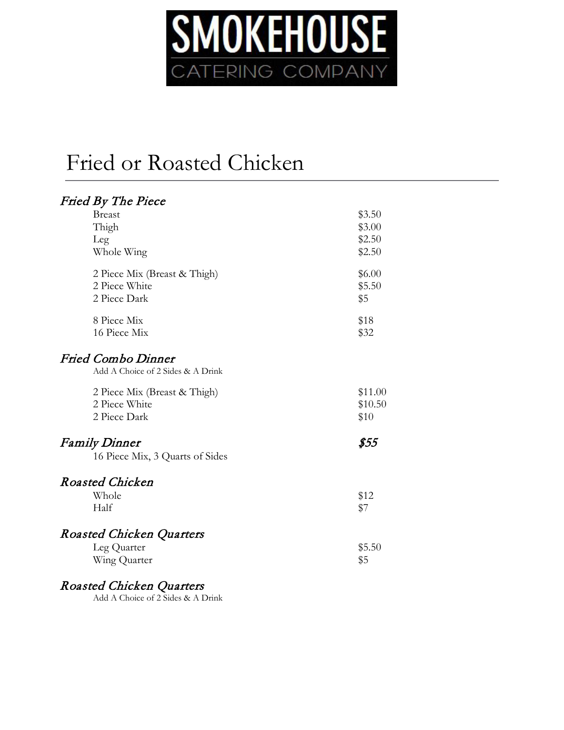# SMOKEHOUSE

CATERING COMPANY

## Fried or Roasted Chicken

### *Fried By The Piece*

| Item | Price |
|---|---|
| Breast | $3.50 |
| Thigh | $3.00 |
| Leg | $2.50 |
| Whole Wing | $2.50 |
| 2 Piece Mix (Breast & Thigh) | $6.00 |
| 2 Piece White | $5.50 |
| 2 Piece Dark | $5 |
| 8 Piece Mix | $18 |
| 16 Piece Mix | $32 |

### *Fried Combo Dinner*

Add A Choice of 2 Sides & A Drink

| Item | Price |
|---|---|
| 2 Piece Mix (Breast & Thigh) | $11.00 |
| 2 Piece White | $10.50 |
| 2 Piece Dark | $10 |

### *Family Dinner* — *$55*

16 Piece Mix, 3 Quarts of Sides

### *Roasted Chicken*

| Item | Price |
|---|---|
| Whole | $12 |
| Half | $7 |

### *Roasted Chicken Quarters*

| Item | Price |
|---|---|
| Leg Quarter | $5.50 |
| Wing Quarter | $5 |

### *Roasted Chicken Quarters*

Add A Choice of 2 Sides & A Drink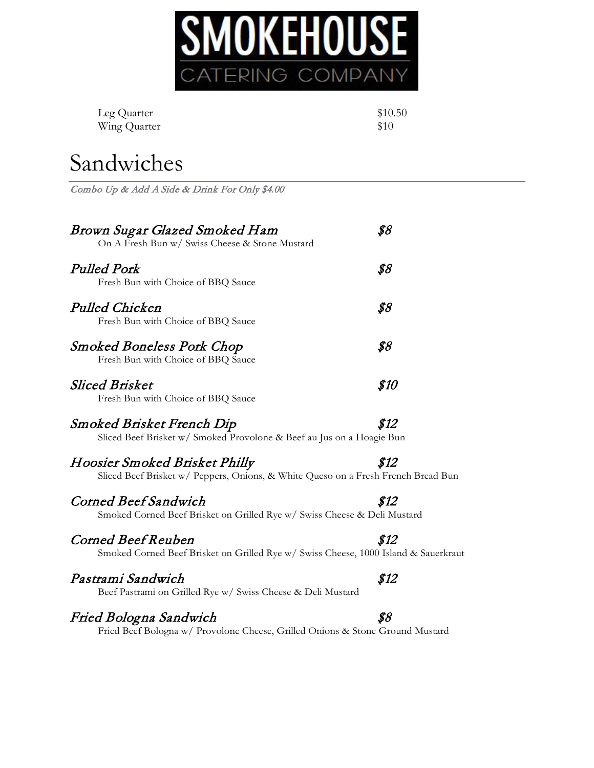# SMOKEHOUSE CATERING COMPANY

| | |
|---|---|
| Leg Quarter | $10.50 |
| Wing Quarter | $10 |

# Sandwiches

*Combo Up & Add A Side & Drink For Only $4.00*

***Brown Sugar Glazed Smoked Ham*** — ***$8***
On A Fresh Bun w/ Swiss Cheese & Stone Mustard

***Pulled Pork*** — ***$8***
Fresh Bun with Choice of BBQ Sauce

***Pulled Chicken*** — ***$8***
Fresh Bun with Choice of BBQ Sauce

***Smoked Boneless Pork Chop*** — ***$8***
Fresh Bun with Choice of BBQ Sauce

***Sliced Brisket*** — ***$10***
Fresh Bun with Choice of BBQ Sauce

***Smoked Brisket French Dip*** — ***$12***
Sliced Beef Brisket w/ Smoked Provolone & Beef au Jus on a Hoagie Bun

***Hoosier Smoked Brisket Philly*** — ***$12***
Sliced Beef Brisket w/ Peppers, Onions, & White Queso on a Fresh French Bread Bun

***Corned Beef Sandwich*** — ***$12***
Smoked Corned Beef Brisket on Grilled Rye w/ Swiss Cheese & Deli Mustard

***Corned Beef Reuben*** — ***$12***
Smoked Corned Beef Brisket on Grilled Rye w/ Swiss Cheese, 1000 Island & Sauerkraut

***Pastrami Sandwich*** — ***$12***
Beef Pastrami on Grilled Rye w/ Swiss Cheese & Deli Mustard

***Fried Bologna Sandwich*** — ***$8***
Fried Beef Bologna w/ Provolone Cheese, Grilled Onions & Stone Ground Mustard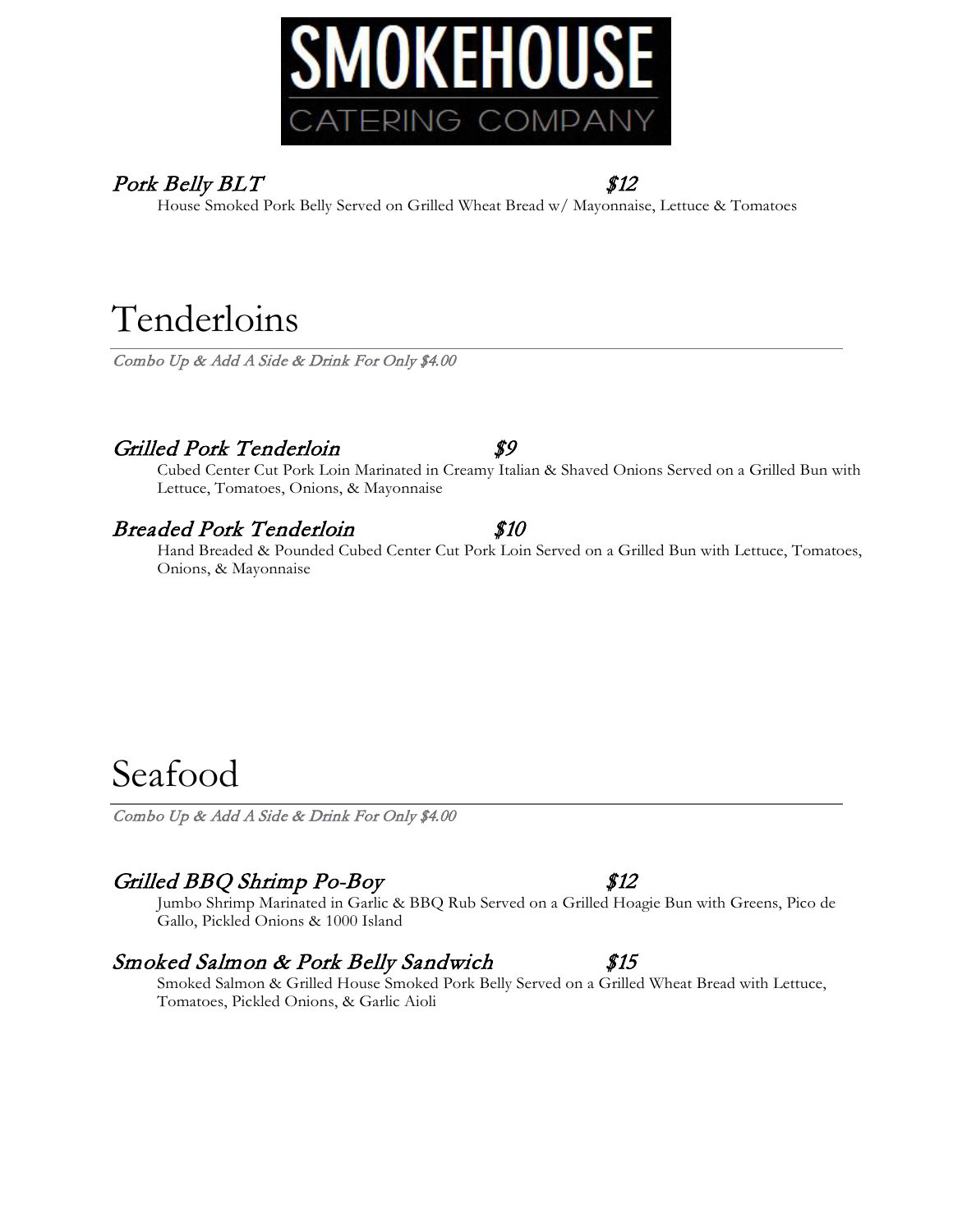# SMOKEHOUSE CATERING COMPANY

### *Pork Belly BLT* *$12*

House Smoked Pork Belly Served on Grilled Wheat Bread w/ Mayonnaise, Lettuce & Tomatoes

## Tenderloins

*Combo Up & Add A Side & Drink For Only $4.00*

### *Grilled Pork Tenderloin* *$9*

Cubed Center Cut Pork Loin Marinated in Creamy Italian & Shaved Onions Served on a Grilled Bun with Lettuce, Tomatoes, Onions, & Mayonnaise

### *Breaded Pork Tenderloin* *$10*

Hand Breaded & Pounded Cubed Center Cut Pork Loin Served on a Grilled Bun with Lettuce, Tomatoes, Onions, & Mayonnaise

## Seafood

*Combo Up & Add A Side & Drink For Only $4.00*

### *Grilled BBQ Shrimp Po-Boy* *$12*

Jumbo Shrimp Marinated in Garlic & BBQ Rub Served on a Grilled Hoagie Bun with Greens, Pico de Gallo, Pickled Onions & 1000 Island

### *Smoked Salmon & Pork Belly Sandwich* *$15*

Smoked Salmon & Grilled House Smoked Pork Belly Served on a Grilled Wheat Bread with Lettuce, Tomatoes, Pickled Onions, & Garlic Aioli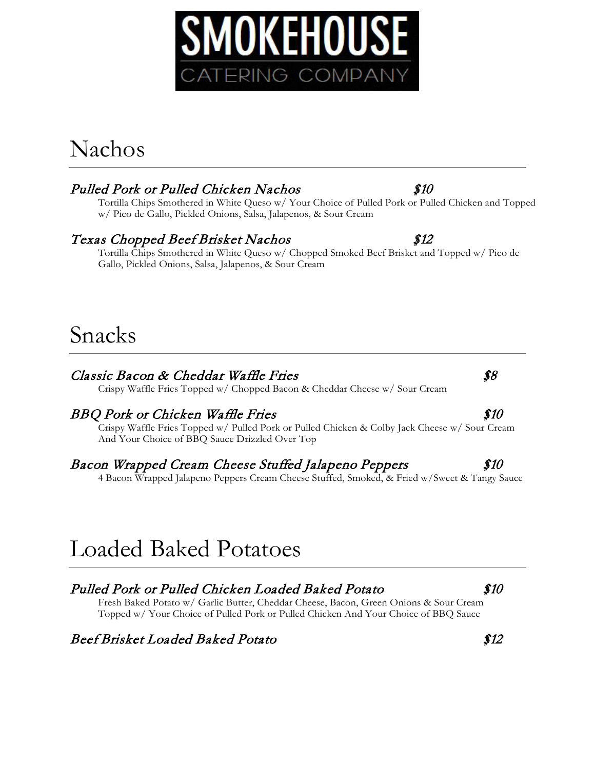# SMOKEHOUSE

CATERING COMPANY

## Nachos

### *Pulled Pork or Pulled Chicken Nachos* — *$10*

Tortilla Chips Smothered in White Queso w/ Your Choice of Pulled Pork or Pulled Chicken and Topped w/ Pico de Gallo, Pickled Onions, Salsa, Jalapenos, & Sour Cream

### *Texas Chopped Beef Brisket Nachos* — *$12*

Tortilla Chips Smothered in White Queso w/ Chopped Smoked Beef Brisket and Topped w/ Pico de Gallo, Pickled Onions, Salsa, Jalapenos, & Sour Cream

## Snacks

### *Classic Bacon & Cheddar Waffle Fries* — *$8*

Crispy Waffle Fries Topped w/ Chopped Bacon & Cheddar Cheese w/ Sour Cream

### *BBQ Pork or Chicken Waffle Fries* — *$10*

Crispy Waffle Fries Topped w/ Pulled Pork or Pulled Chicken & Colby Jack Cheese w/ Sour Cream And Your Choice of BBQ Sauce Drizzled Over Top

### *Bacon Wrapped Cream Cheese Stuffed Jalapeno Peppers* — *$10*

4 Bacon Wrapped Jalapeno Peppers Cream Cheese Stuffed, Smoked, & Fried w/Sweet & Tangy Sauce

## Loaded Baked Potatoes

### *Pulled Pork or Pulled Chicken Loaded Baked Potato* — *$10*

Fresh Baked Potato w/ Garlic Butter, Cheddar Cheese, Bacon, Green Onions & Sour Cream Topped w/ Your Choice of Pulled Pork or Pulled Chicken And Your Choice of BBQ Sauce

### *Beef Brisket Loaded Baked Potato* — *$12*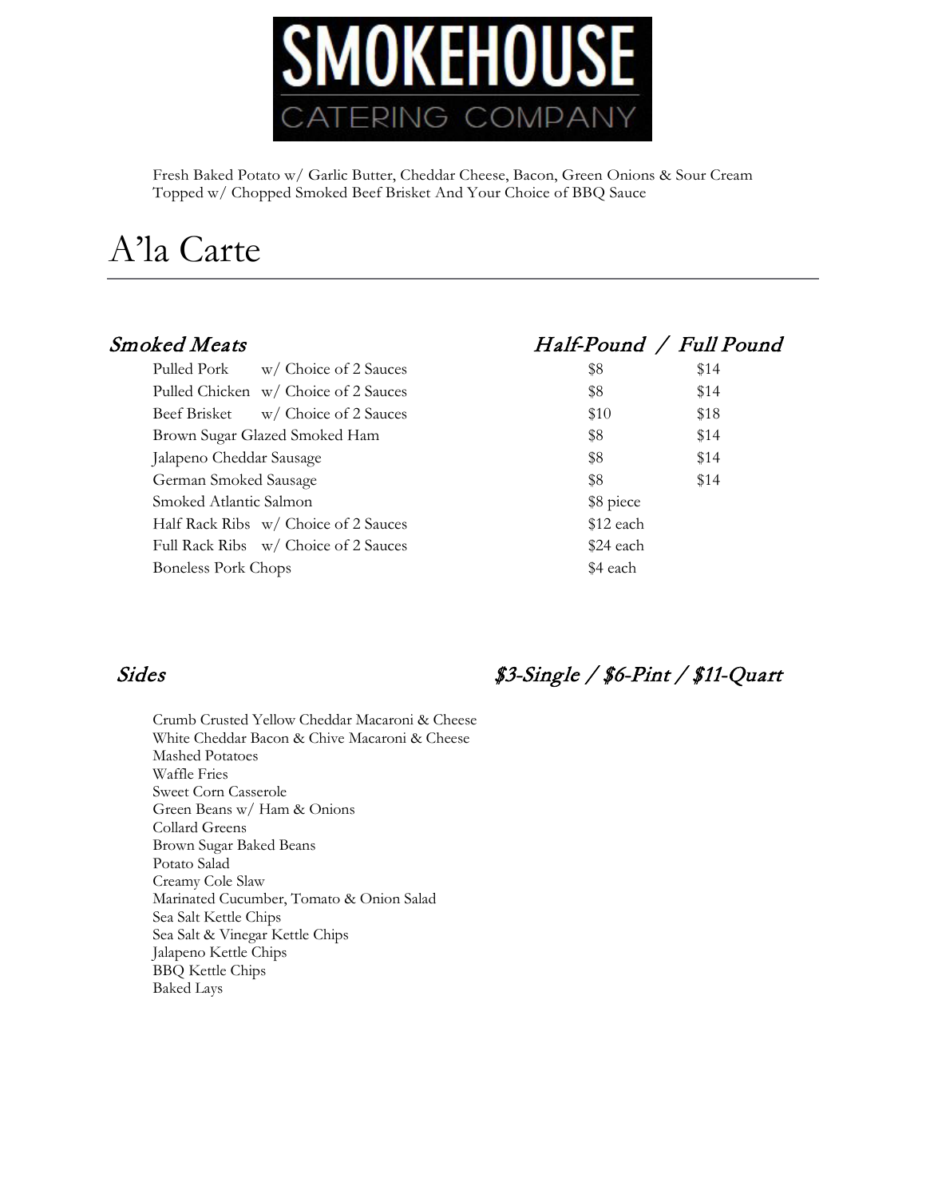# SMOKEHOUSE
## CATERING COMPANY

Fresh Baked Potato w/ Garlic Butter, Cheddar Cheese, Bacon, Green Onions & Sour Cream
Topped w/ Chopped Smoked Beef Brisket And Your Choice of BBQ Sauce

# A'la Carte

| *Smoked Meats* | *Half-Pound* | */ Full Pound* |
|---|---|---|
| Pulled Pork w/ Choice of 2 Sauces | $8 | $14 |
| Pulled Chicken w/ Choice of 2 Sauces | $8 | $14 |
| Beef Brisket w/ Choice of 2 Sauces | $10 | $18 |
| Brown Sugar Glazed Smoked Ham | $8 | $14 |
| Jalapeno Cheddar Sausage | $8 | $14 |
| German Smoked Sausage | $8 | $14 |
| Smoked Atlantic Salmon | $8 piece | |
| Half Rack Ribs w/ Choice of 2 Sauces | $12 each | |
| Full Rack Ribs w/ Choice of 2 Sauces | $24 each | |
| Boneless Pork Chops | $4 each | |

## *Sides* — *$3-Single / $6-Pint / $11-Quart*

Crumb Crusted Yellow Cheddar Macaroni & Cheese
White Cheddar Bacon & Chive Macaroni & Cheese
Mashed Potatoes
Waffle Fries
Sweet Corn Casserole
Green Beans w/ Ham & Onions
Collard Greens
Brown Sugar Baked Beans
Potato Salad
Creamy Cole Slaw
Marinated Cucumber, Tomato & Onion Salad
Sea Salt Kettle Chips
Sea Salt & Vinegar Kettle Chips
Jalapeno Kettle Chips
BBQ Kettle Chips
Baked Lays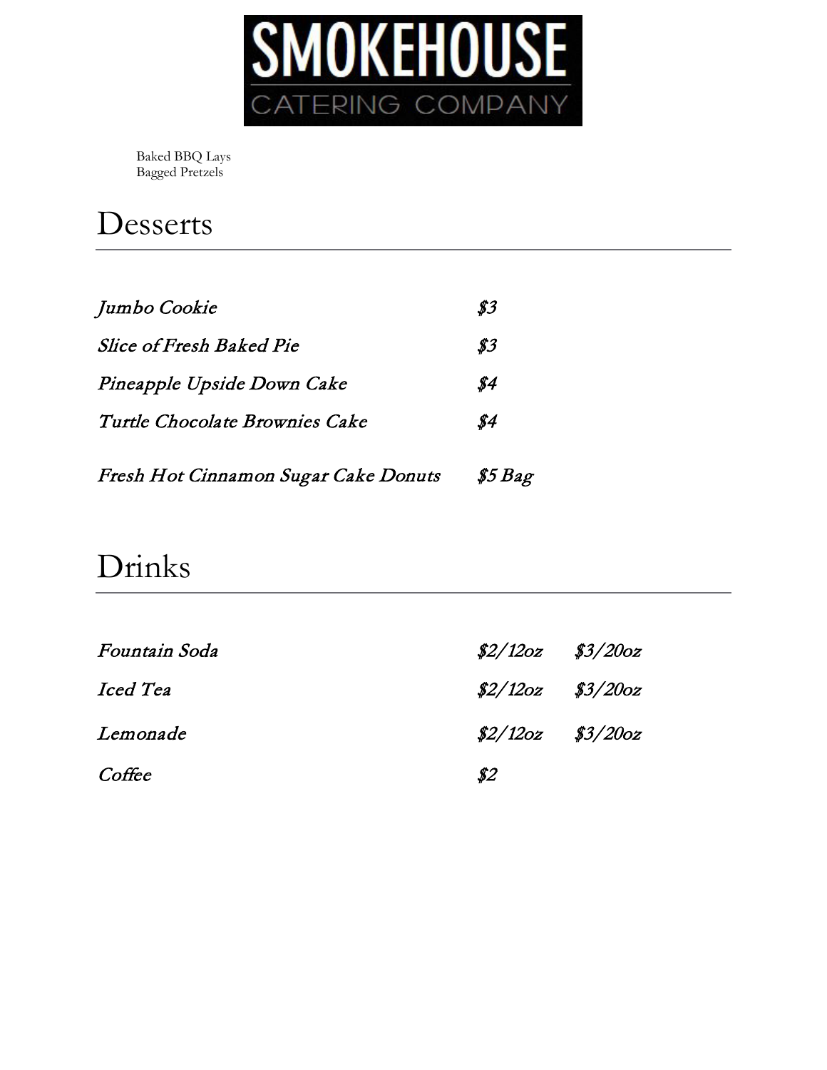SMOKEHOUSE
CATERING COMPANY

Baked BBQ Lays
Bagged Pretzels

# Desserts

| | |
|---|---|
| *Jumbo Cookie* | *$3* |
| *Slice of Fresh Baked Pie* | *$3* |
| *Pineapple Upside Down Cake* | *$4* |
| *Turtle Chocolate Brownies Cake* | *$4* |
| *Fresh Hot Cinnamon Sugar Cake Donuts* | *$5 Bag* |

# Drinks

| | | |
|---|---|---|
| *Fountain Soda* | *$2/12oz* | *$3/20oz* |
| *Iced Tea* | *$2/12oz* | *$3/20oz* |
| *Lemonade* | *$2/12oz* | *$3/20oz* |
| *Coffee* | *$2* | |